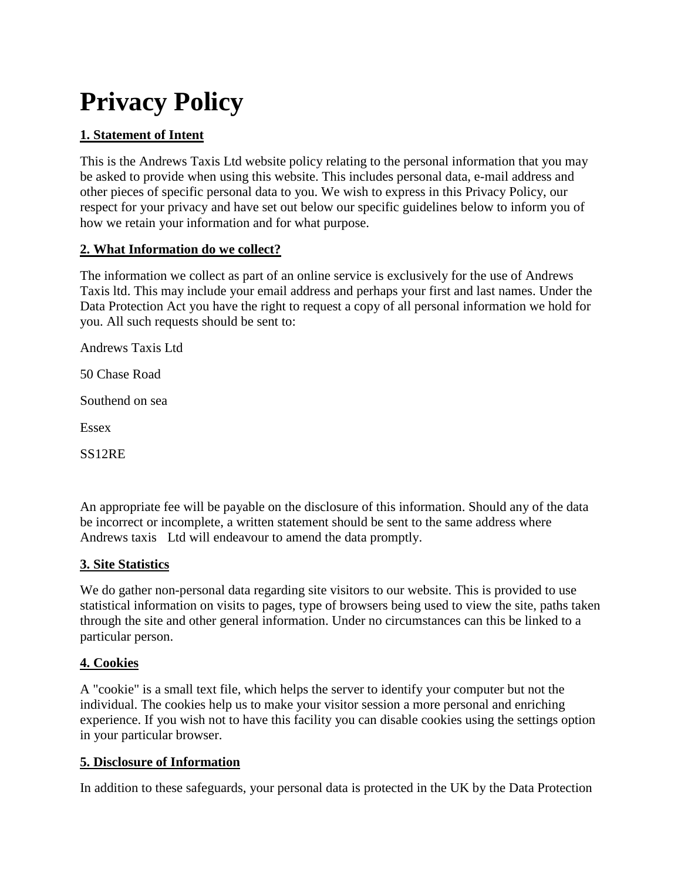# Privacy Policy

**1. Statement of Intent**

This is the Andrews Taxis Ltd website policy relating to the personal information that you may be asked to provide when using this website. This includes personal data, e-mail address and other pieces of specific personal data to you. We wish to express in this Privacy Policy, our respect for your privacy and have set out below our specific guidelines below to inform you of how we retain your information and for what purpose.

**2. What Information do we collect?**

The information we collect as part of an online service is exclusively for the use of Andrews Taxis ltd. This may include your email address and perhaps your first and last names. Under the Data Protection Act you have the right to request a copy of all personal information we hold for you. All such requests should be sent to:

Andrews Taxis Ltd

50 Chase Road

Southend on sea

Essex

SS12RE

An appropriate fee will be payable on the disclosure of this information. Should any of the data be incorrect or incomplete, a written statement should be sent to the same address where Andrews taxis Ltd will endeavour to amend the data promptly.

**3. Site Statistics**

We do gather non-personal data regarding site visitors to our website. This is provided to use statistical information on visits to pages, type of browsers being used to view the site, paths taken through the site and other general information. Under no circumstances can this be linked to a particular person.

**4. Cookies**

A "cookie" is a small text file, which helps the server to identify your computer but not the individual. The cookies help us to make your visitor session a more personal and enriching experience. If you wish not to have this facility you can disable cookies using the settings option in your particular browser.

**5. Disclosure of Information**

In addition to these safeguards, your personal data is protected in the UK by the Data Protection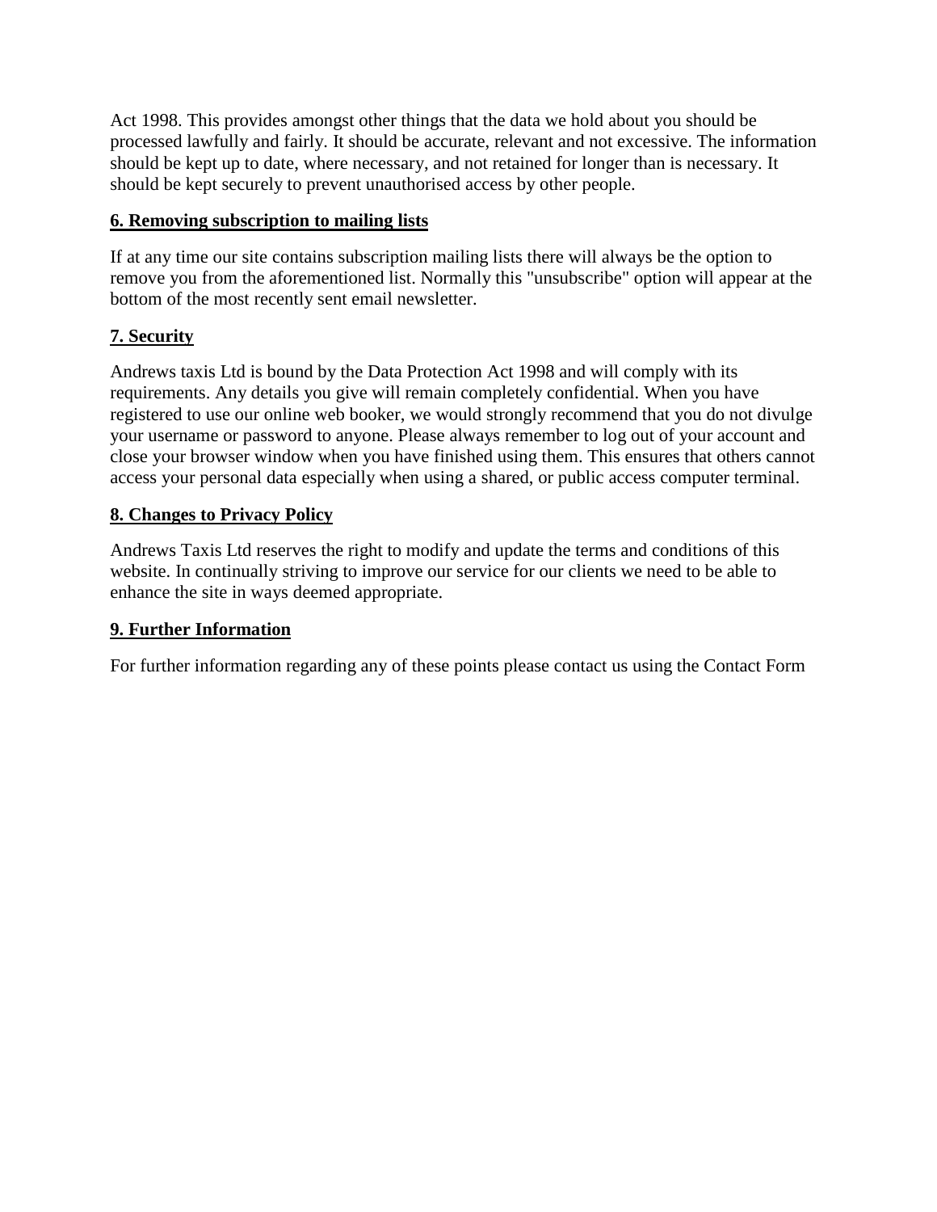Act 1998. This provides amongst other things that the data we hold about you should be processed lawfully and fairly. It should be accurate, relevant and not excessive. The information should be kept up to date, where necessary, and not retained for longer than is necessary. It should be kept securely to prevent unauthorised access by other people.

## **6. Removing subscription to mailing lists**

If at any time our site contains subscription mailing lists there will always be the option to remove you from the aforementioned list. Normally this "unsubscribe" option will appear at the bottom of the most recently sent email newsletter.

## **7. Security**

Andrews taxis Ltd is bound by the Data Protection Act 1998 and will comply with its requirements. Any details you give will remain completely confidential. When you have registered to use our online web booker, we would strongly recommend that you do not divulge your username or password to anyone. Please always remember to log out of your account and close your browser window when you have finished using them. This ensures that others cannot access your personal data especially when using a shared, or public access computer terminal.

## **8. Changes to Privacy Policy**

Andrews Taxis Ltd reserves the right to modify and update the terms and conditions of this website. In continually striving to improve our service for our clients we need to be able to enhance the site in ways deemed appropriate.

## **9. Further Information**

For further information regarding any of these points please contact us using the Contact Form